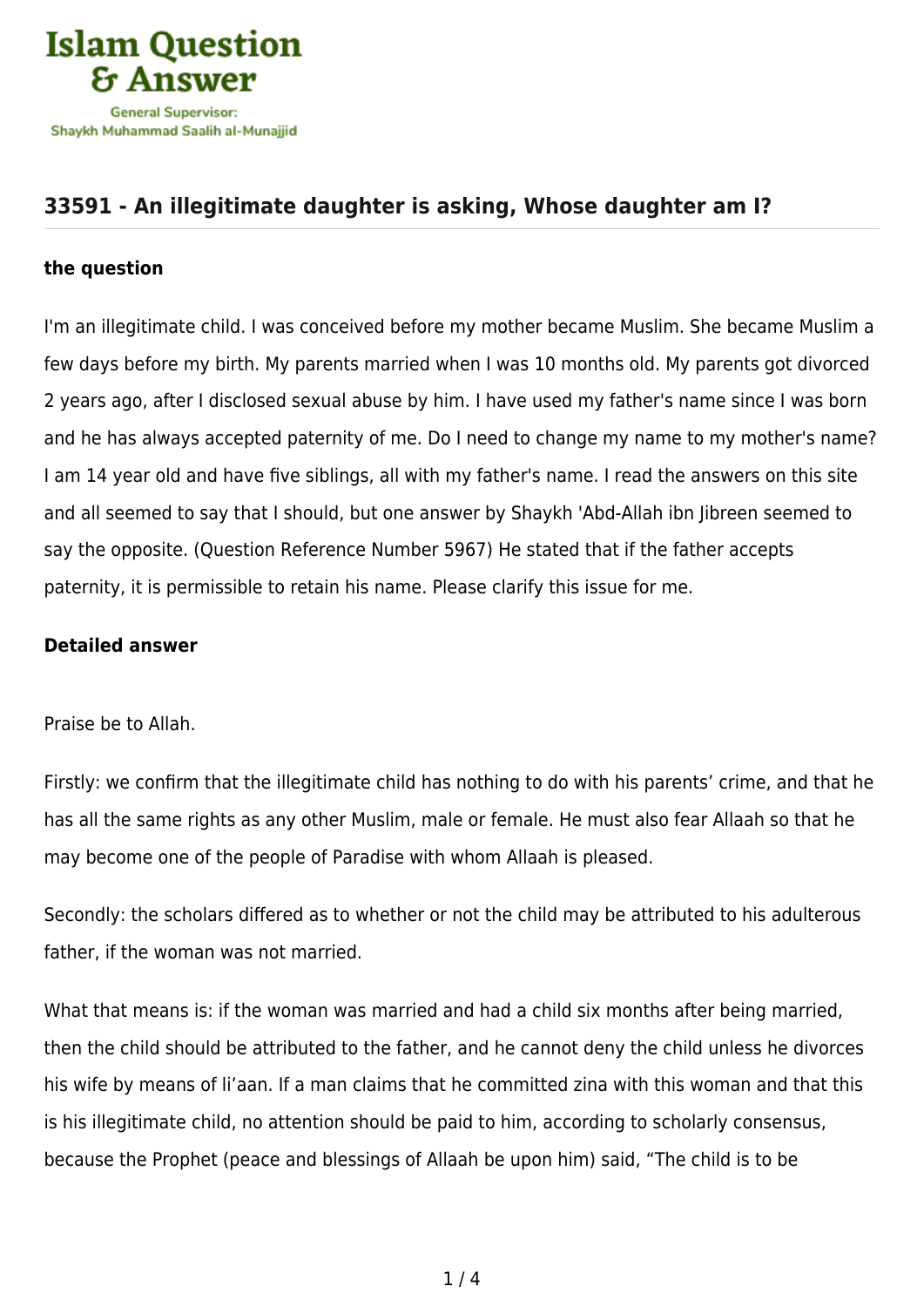# 33591 - An illegitimate daughter is asking, Whose daughter am I?

### the question

I'm an illegitimate child. I was conceived before my mother became Muslim. She became Muslim a few days before my birth. My parents married when I was 10 months old. My parents got divorced 2 years ago, after I disclosed sexual abuse by him. I have used my father's name since I was born and he has always accepted paternity of me. Do I need to change my name to my mother's name? I am 14 year old and have five siblings, all with my father's name. I read the answers on this site and all seemed to say that I should, but one answer by Shaykh 'Abd-Allah ibn Jibreen seemed to say the opposite. (Question Reference Number 5967) He stated that if the father accepts paternity, it is permissible to retain his name. Please clarify this issue for me.

### Detailed answer

Praise be to Allah.

Firstly: we confirm that the illegitimate child has nothing to do with his parents' crime, and that he has all the same rights as any other Muslim, male or female. He must also fear Allaah so that he may become one of the people of Paradise with whom Allaah is pleased.

Secondly: the scholars differed as to whether or not the child may be attributed to his adulterous father, if the woman was not married.

What that means is: if the woman was married and had a child six months after being married, then the child should be attributed to the father, and he cannot deny the child unless he divorces his wife by means of li'aan. If a man claims that he committed zina with this woman and that this is his illegitimate child, no attention should be paid to him, according to scholarly consensus, because the Prophet (peace and blessings of Allaah be upon him) said, "The child is to be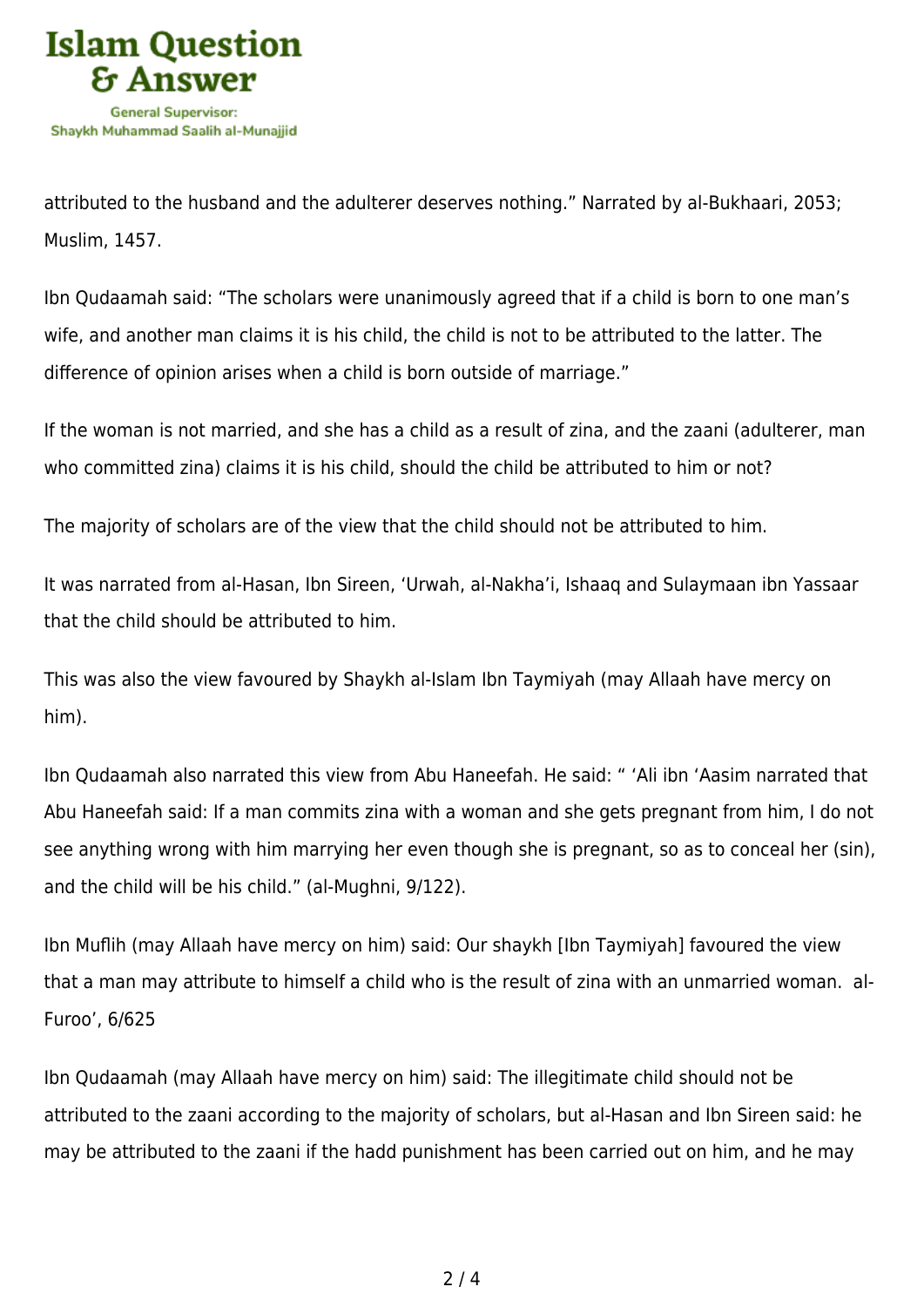attributed to the husband and the adulterer deserves nothing." Narrated by al-Bukhaari, 2053; Muslim, 1457.

Ibn Qudaamah said: "The scholars were unanimously agreed that if a child is born to one man's wife, and another man claims it is his child, the child is not to be attributed to the latter. The difference of opinion arises when a child is born outside of marriage."

If the woman is not married, and she has a child as a result of zina, and the zaani (adulterer, man who committed zina) claims it is his child, should the child be attributed to him or not?

The majority of scholars are of the view that the child should not be attributed to him.

It was narrated from al-Hasan, Ibn Sireen, 'Urwah, al-Nakha'i, Ishaaq and Sulaymaan ibn Yassaar that the child should be attributed to him.

This was also the view favoured by Shaykh al-Islam Ibn Taymiyah (may Allaah have mercy on him).

Ibn Qudaamah also narrated this view from Abu Haneefah. He said: " 'Ali ibn 'Aasim narrated that Abu Haneefah said: If a man commits zina with a woman and she gets pregnant from him, I do not see anything wrong with him marrying her even though she is pregnant, so as to conceal her (sin), and the child will be his child." (al-Mughni, 9/122).

Ibn Muflih (may Allaah have mercy on him) said: Our shaykh [Ibn Taymiyah] favoured the view that a man may attribute to himself a child who is the result of zina with an unmarried woman. al-Furoo', 6/625

Ibn Qudaamah (may Allaah have mercy on him) said: The illegitimate child should not be attributed to the zaani according to the majority of scholars, but al-Hasan and Ibn Sireen said: he may be attributed to the zaani if the hadd punishment has been carried out on him, and he may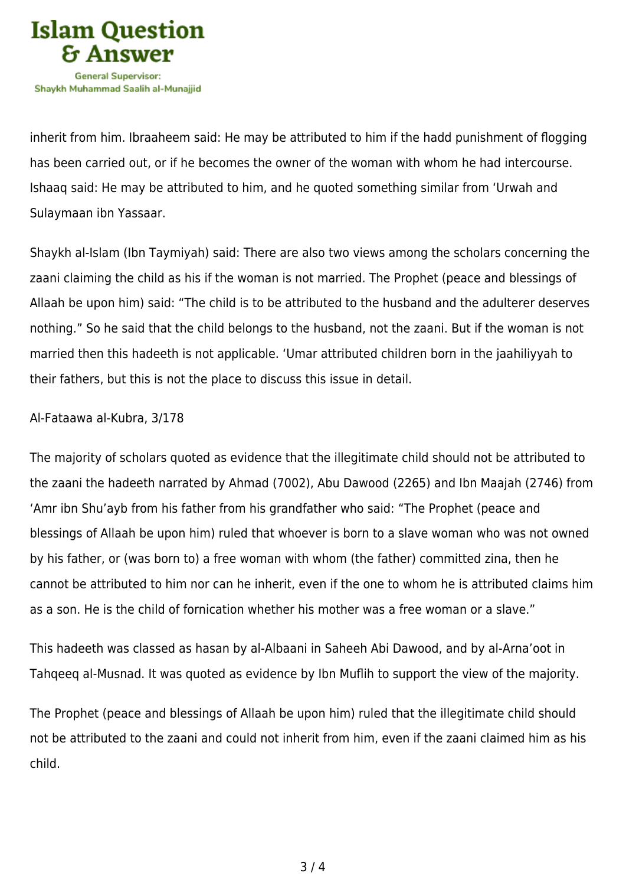inherit from him. Ibraaheem said: He may be attributed to him if the hadd punishment of flogging has been carried out, or if he becomes the owner of the woman with whom he had intercourse. Ishaaq said: He may be attributed to him, and he quoted something similar from ‘Urwah and Sulaymaan ibn Yassaar.

Shaykh al-Islam (Ibn Taymiyah) said: There are also two views among the scholars concerning the zaani claiming the child as his if the woman is not married. The Prophet (peace and blessings of Allaah be upon him) said: “The child is to be attributed to the husband and the adulterer deserves nothing.” So he said that the child belongs to the husband, not the zaani. But if the woman is not married then this hadeeth is not applicable. ‘Umar attributed children born in the jaahiliyyah to their fathers, but this is not the place to discuss this issue in detail.

Al-Fataawa al-Kubra, 3/178

The majority of scholars quoted as evidence that the illegitimate child should not be attributed to the zaani the hadeeth narrated by Ahmad (7002), Abu Dawood (2265) and Ibn Maajah (2746) from ‘Amr ibn Shu’ayb from his father from his grandfather who said: “The Prophet (peace and blessings of Allaah be upon him) ruled that whoever is born to a slave woman who was not owned by his father, or (was born to) a free woman with whom (the father) committed zina, then he cannot be attributed to him nor can he inherit, even if the one to whom he is attributed claims him as a son. He is the child of fornication whether his mother was a free woman or a slave.”

This hadeeth was classed as hasan by al-Albaani in Saheeh Abi Dawood, and by al-Arna’oot in Tahqeeq al-Musnad. It was quoted as evidence by Ibn Muflih to support the view of the majority.

The Prophet (peace and blessings of Allaah be upon him) ruled that the illegitimate child should not be attributed to the zaani and could not inherit from him, even if the zaani claimed him as his child.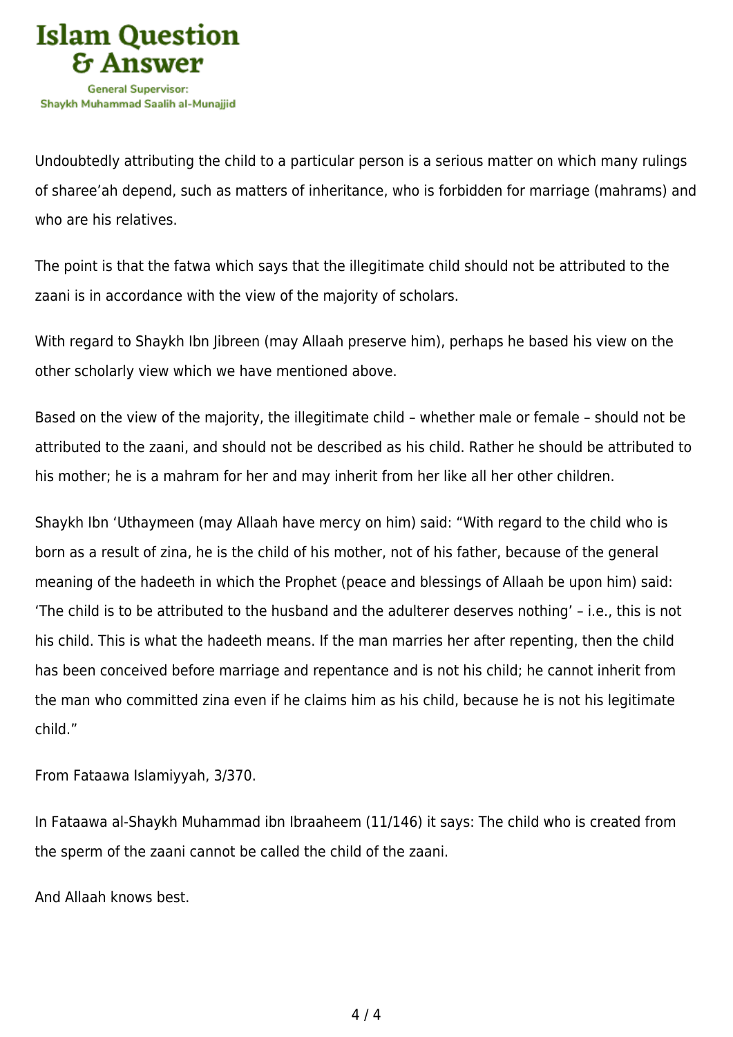Undoubtedly attributing the child to a particular person is a serious matter on which many rulings of sharee'ah depend, such as matters of inheritance, who is forbidden for marriage (mahrams) and who are his relatives.

The point is that the fatwa which says that the illegitimate child should not be attributed to the zaani is in accordance with the view of the majority of scholars.

With regard to Shaykh Ibn Jibreen (may Allaah preserve him), perhaps he based his view on the other scholarly view which we have mentioned above.

Based on the view of the majority, the illegitimate child – whether male or female – should not be attributed to the zaani, and should not be described as his child. Rather he should be attributed to his mother; he is a mahram for her and may inherit from her like all her other children.

Shaykh Ibn 'Uthaymeen (may Allaah have mercy on him) said: "With regard to the child who is born as a result of zina, he is the child of his mother, not of his father, because of the general meaning of the hadeeth in which the Prophet (peace and blessings of Allaah be upon him) said: 'The child is to be attributed to the husband and the adulterer deserves nothing' – i.e., this is not his child. This is what the hadeeth means. If the man marries her after repenting, then the child has been conceived before marriage and repentance and is not his child; he cannot inherit from the man who committed zina even if he claims him as his child, because he is not his legitimate child."

From Fataawa Islamiyyah, 3/370.

In Fataawa al-Shaykh Muhammad ibn Ibraaheem (11/146) it says: The child who is created from the sperm of the zaani cannot be called the child of the zaani.

And Allaah knows best.